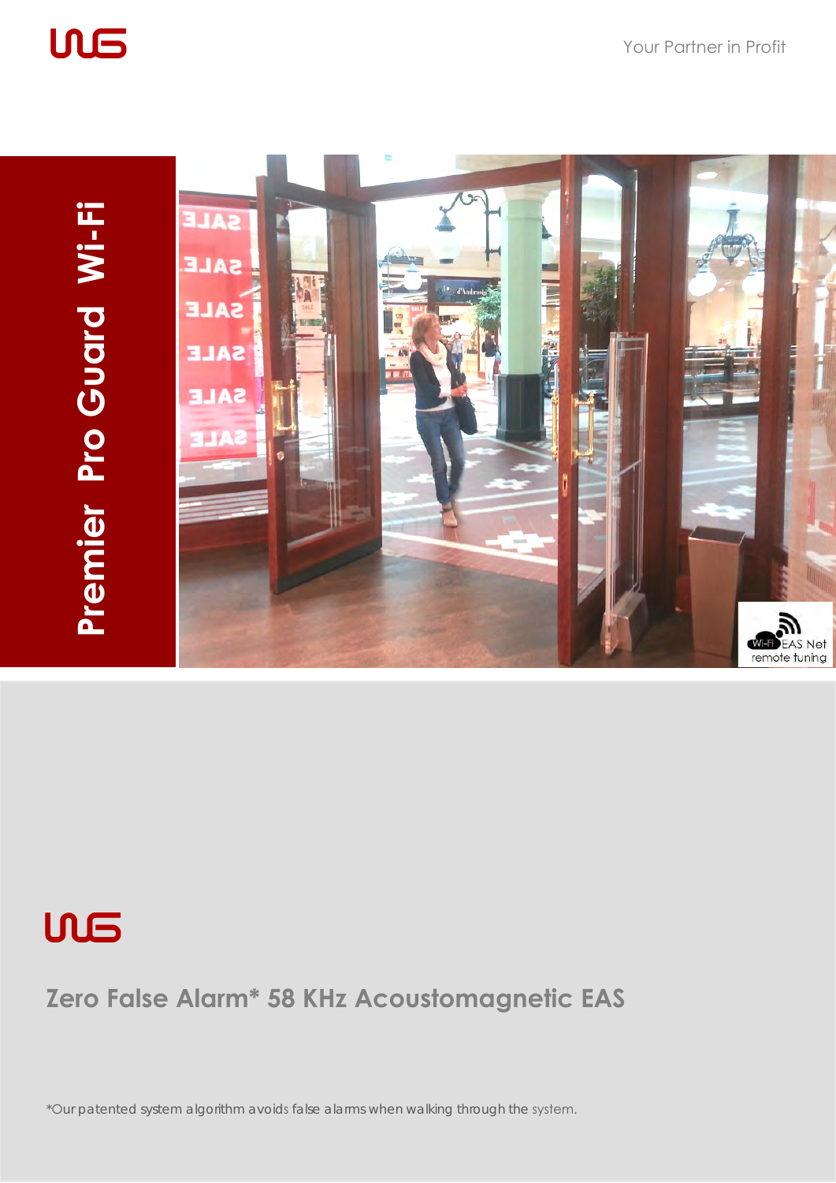Your Partner in Profit

# Premier Pro Guard Wi-Fi

Wi-Fi EAS Net remote tuning

## Zero False Alarm* 58 KHz Acoustomagnetic EAS

*Our patented system algorithm avoids false alarms when walking through the system.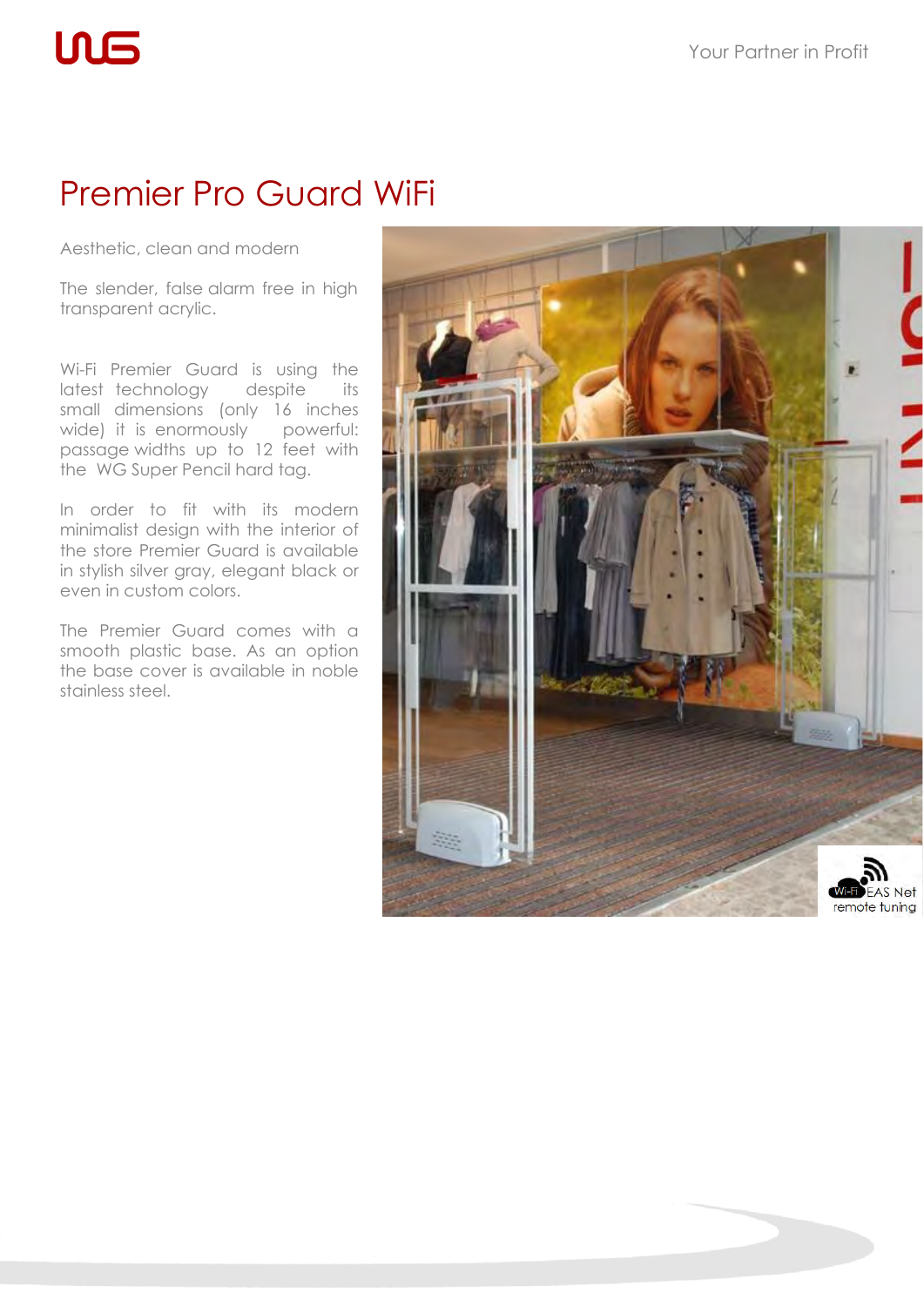# Premier Pro Guard WiFi

Aesthetic, clean and modern

The slender, false alarm free in high transparent acrylic.

Wi-Fi Premier Guard is using the latest technology despite its small dimensions (only 16 inches wide) it is enormously powerful: passage widths up to 12 feet with the WG Super Pencil hard tag.

In order to fit with its modern minimalist design with the interior of the store Premier Guard is available in stylish silver gray, elegant black or even in custom colors.

The Premier Guard comes with a smooth plastic base. As an option the base cover is available in noble stainless steel.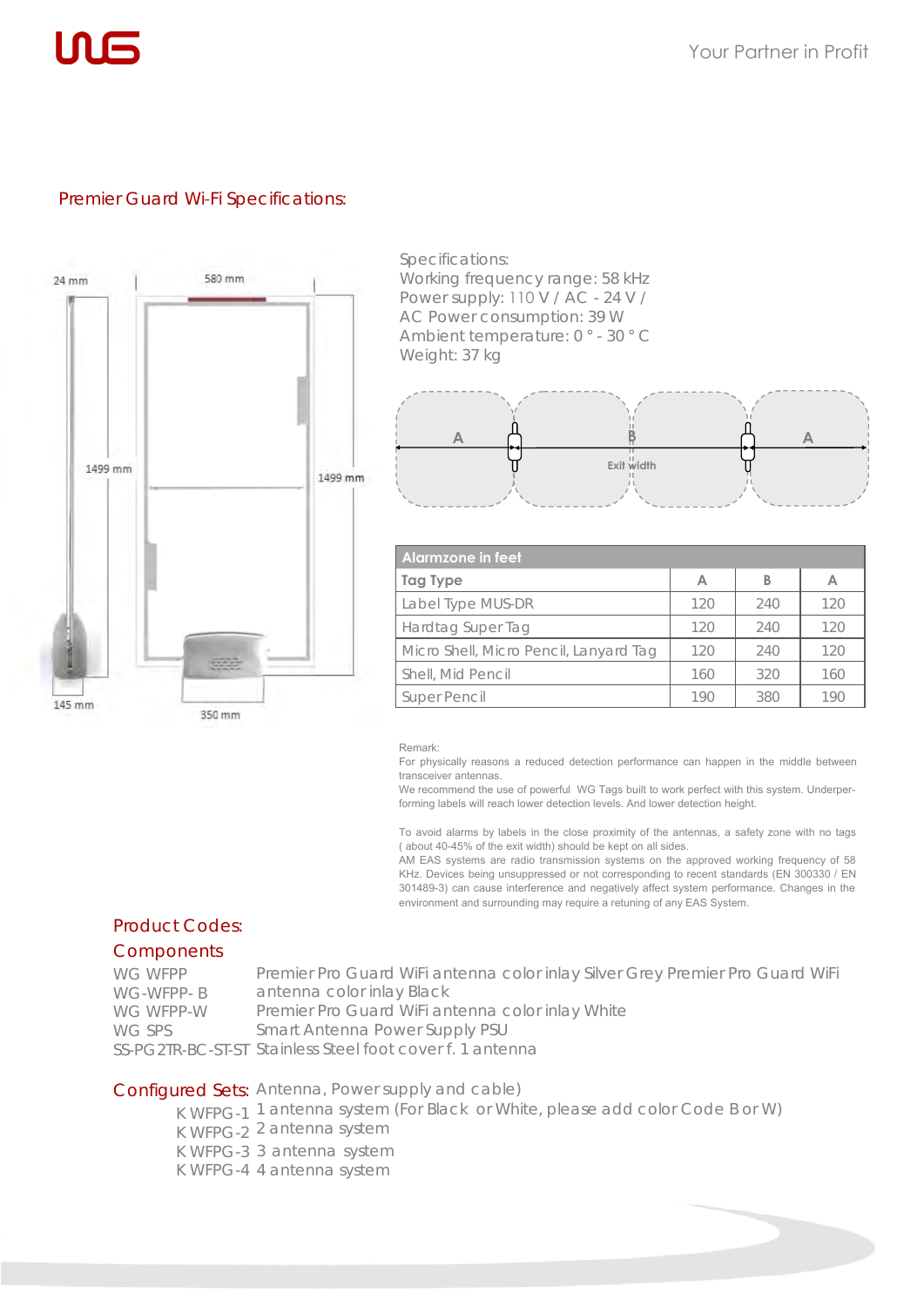## Premier Guard Wi-Fi Specifications:

24 mm | 580 mm | 1499 mm | 1499 mm | 145 mm | 350 mm

Specifications:
Working frequency range: 58 kHz
Power supply: 110 V / AC - 24 V /
AC Power consumption: 39 W
Ambient temperature: 0 ° - 30 ° C
Weight: 37 kg

A | B Exit width | A

| Alarmzone in feet | | | |
|---|---|---|---|
| Tag Type | A | B | A |
| Label Type MUS-DR | 120 | 240 | 120 |
| Hardtag Super Tag | 120 | 240 | 120 |
| Micro Shell, Micro Pencil, Lanyard Tag | 120 | 240 | 120 |
| Shell, Mid Pencil | 160 | 320 | 160 |
| Super Pencil | 190 | 380 | 190 |

Remark:
For physically reasons a reduced detection performance can happen in the middle between transceiver antennas.
We recommend the use of powerful WG Tags built to work perfect with this system. Underperforming labels will reach lower detection levels. And lower detection height.

To avoid alarms by labels in the close proximity of the antennas, a safety zone with no tags ( about 40-45% of the exit width) should be kept on all sides.
AM EAS systems are radio transmission systems on the approved working frequency of 58 KHz. Devices being unsuppressed or not corresponding to recent standards (EN 300330 / EN 301489-3) can cause interference and negatively affect system performance. Changes in the environment and surrounding may require a retuning of any EAS System.

## Product Codes:

### Components

| | |
|---|---|
| WG WFPP | Premier Pro Guard WiFi antenna color inlay Silver Grey |
| WG-WFPP- B | Premier Pro Guard WiFi antenna color inlay Black |
| WG WFPP-W | Premier Pro Guard WiFi antenna color inlay White |
| WG SPS | Smart Antenna Power Supply PSU |
| SS-PG 2TR-BC-ST-ST | Stainless Steel foot cover f. 1 antenna |

### Configured Sets: Antenna, Power supply and cable)

| | |
|---|---|
| K WFPG-1 | 1 antenna system (For Black or White, please add color Code B or W) |
| K WFPG-2 | 2 antenna system |
| K WFPG-3 | 3 antenna system |
| K WFPG-4 | 4 antenna system |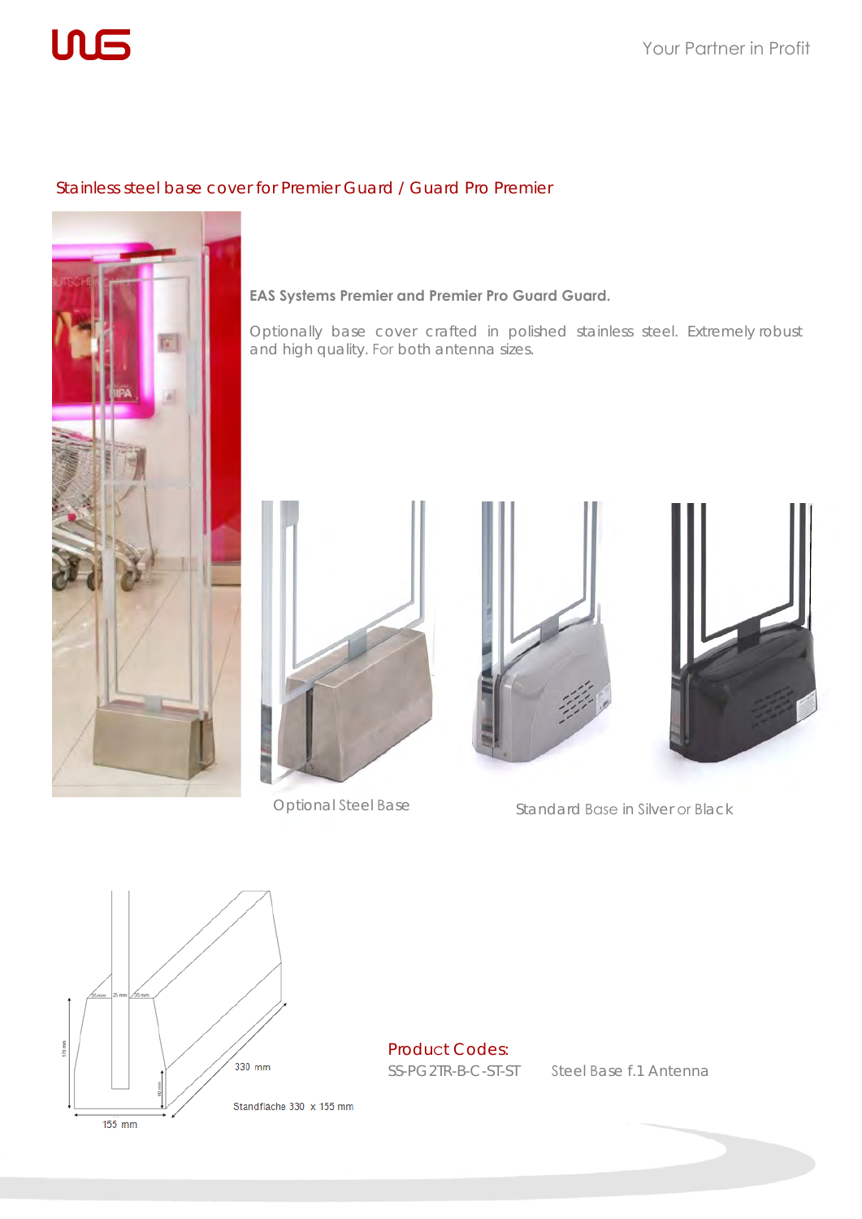## Stainless steel base cover for Premier Guard / Guard Pro Premier

**EAS Systems Premier and Premier Pro Guard Guard.**

Optionally base cover crafted in polished stainless steel. Extremely robust and high quality. For both antenna sizes.

Optional Steel Base

Standard Base in Silver or Black

35 mm 25 mm 35 mm

170 mm

90 mm

155 mm

330 mm

Standfläche 330 x 155 mm

**Product Codes:**

SS-PG 2TR-B-C-ST-ST Steel Base f.1 Antenna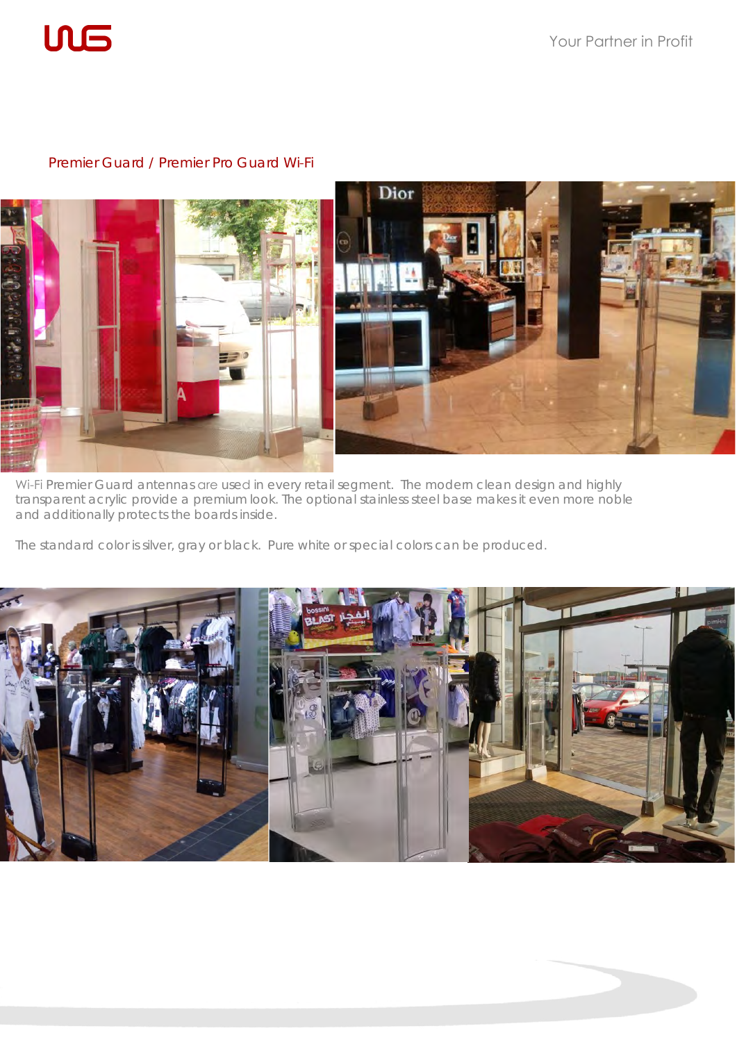## Premier Guard / Premier Pro Guard Wi-Fi

Wi-Fi Premier Guard antennas are used in every retail segment. The modern clean design and highly transparent acrylic provide a premium look. The optional stainless steel base makes it even more noble and additionally protects the boards inside.

The standard color is silver, gray or black. Pure white or special colors can be produced.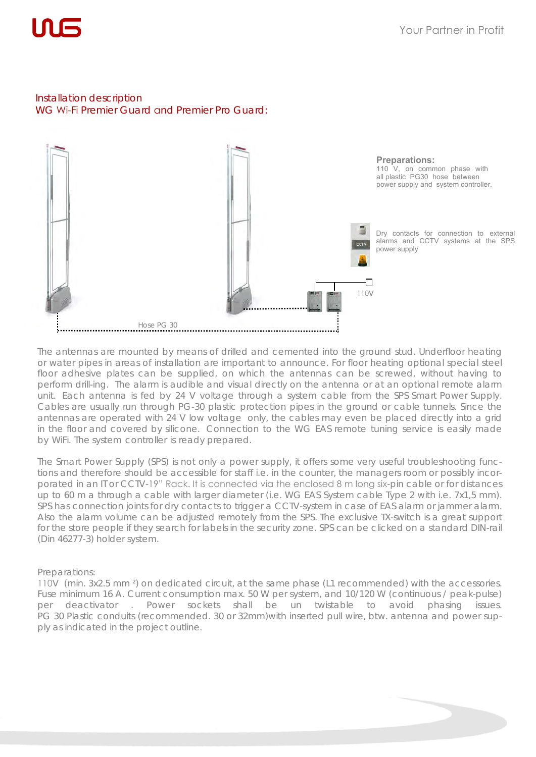## Installation description
## WG Wi-Fi Premier Guard and Premier Pro Guard:

**Preparations:**
110 V, on common phase with all plastic PG30 hose between power supply and system controller.

Dry contacts for connection to external alarms and CCTV systems at the SPS power supply

110V

Hose PG 30

The antennas are mounted by means of drilled and cemented into the ground stud. Underfloor heating or water pipes in areas of installation are important to announce. For floor heating optional special steel floor adhesive plates can be supplied, on which the antennas can be screwed, without having to perform drill-ing. The alarm is audible and visual directly on the antenna or at an optional remote alarm unit. Each antenna is fed by 24 V voltage through a system cable from the SPS Smart Power Supply. Cables are usually run through PG-30 plastic protection pipes in the ground or cable tunnels. Since the antennas are operated with 24 V low voltage only, the cables may even be placed directly into a grid in the floor and covered by silicone. Connection to the WG EAS remote tuning service is easily made by WiFi. The system controller is ready prepared.

The Smart Power Supply (SPS) is not only a power supply, it offers some very useful troubleshooting func-tions and therefore should be accessible for staff i.e. in the counter, the managers room or possibly incor-porated in an IT or CCTV-19" Rack. It is connected via the enclosed 8 m long six-pin cable or for distances up to 60 m a through a cable with larger diameter (i.e. WG EAS System cable Type 2 with i.e. 7x1,5 mm). SPS has connection joints for dry contacts to trigger a CCTV-system in case of EAS alarm or jammer alarm. Also the alarm volume can be adjusted remotely from the SPS. The exclusive TX-switch is a great support for the store people if they search for labels in the security zone. SPS can be clicked on a standard DIN-rail (Din 46277-3) holder system.

Preparations:
110V (min. 3x2.5 mm ²) on dedicated circuit, at the same phase (L1 recommended) with the accessories. Fuse minimum 16 A. Current consumption max. 50 W per system, and 10/120 W (continuous / peak-pulse) per deactivator . Power sockets shall be un twistable to avoid phasing issues. PG 30 Plastic conduits (recommended. 30 or 32mm)with inserted pull wire, btw. antenna and power sup-ply as indicated in the project outline.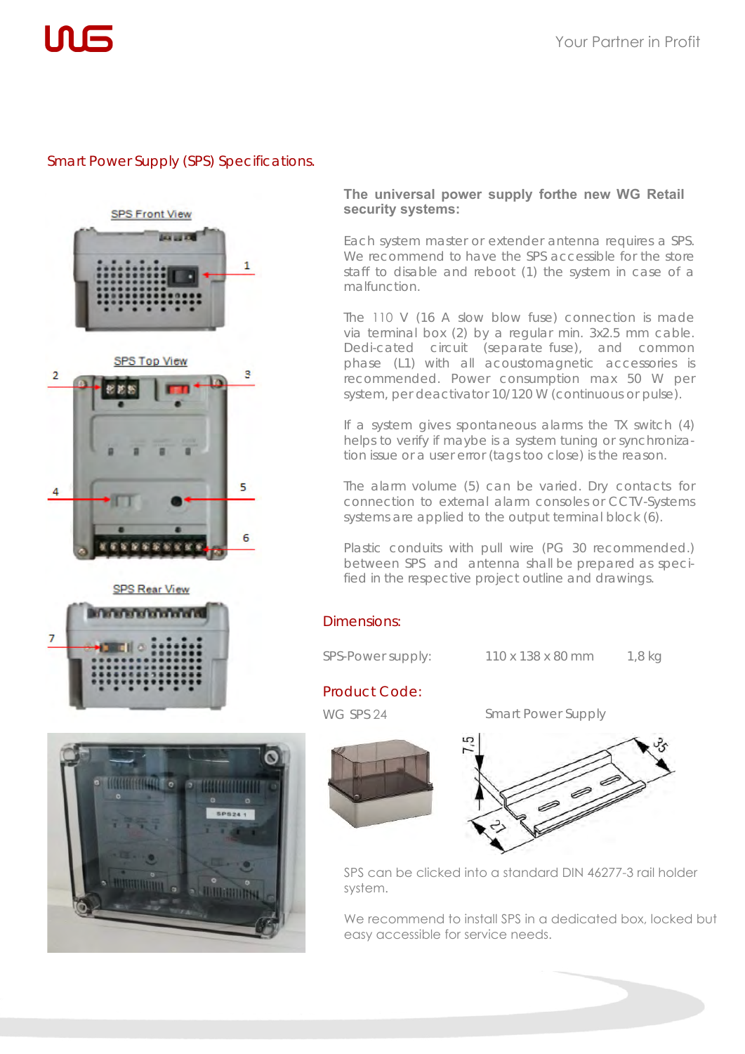## Smart Power Supply (SPS) Specifications.

SPS Front View

1

SPS Top View

2

3

4

5

6

SPS Rear View

7

**The universal power supply forthe new WG Retail security systems:**

Each system master or extender antenna requires a SPS. We recommend to have the SPS accessible for the store staff to disable and reboot (1) the system in case of a malfunction.

The 110 V (16 A slow blow fuse) connection is made via terminal box (2) by a regular min. 3x2.5 mm cable. Dedi-cated circuit (separate fuse), and common phase (L1) with all acoustomagnetic accessories is recommended. Power consumption max 50 W per system, per deactivator 10/120 W (continuous or pulse).

If a system gives spontaneous alarms the TX switch (4) helps to verify if maybe is a system tuning or synchroniza-tion issue or a user error (tags too close) is the reason.

The alarm volume (5) can be varied. Dry contacts for connection to external alarm consoles or CCTV-Systems systems are applied to the output terminal block (6).

Plastic conduits with pull wire (PG 30 recommended.) between SPS and antenna shall be prepared as speci-fied in the respective project outline and drawings.

### Dimensions:

| | | |
|---|---|---|
| SPS-Power supply: | 110 x 138 x 80 mm | 1,8 kg |

### Product Code:

| | |
|---|---|
| WG SPS 24 | Smart Power Supply |

7,5

35

27

SPS can be clicked into a standard DIN 46277-3 rail holder system.

We recommend to install SPS in a dedicated box, locked but easy accessible for service needs.